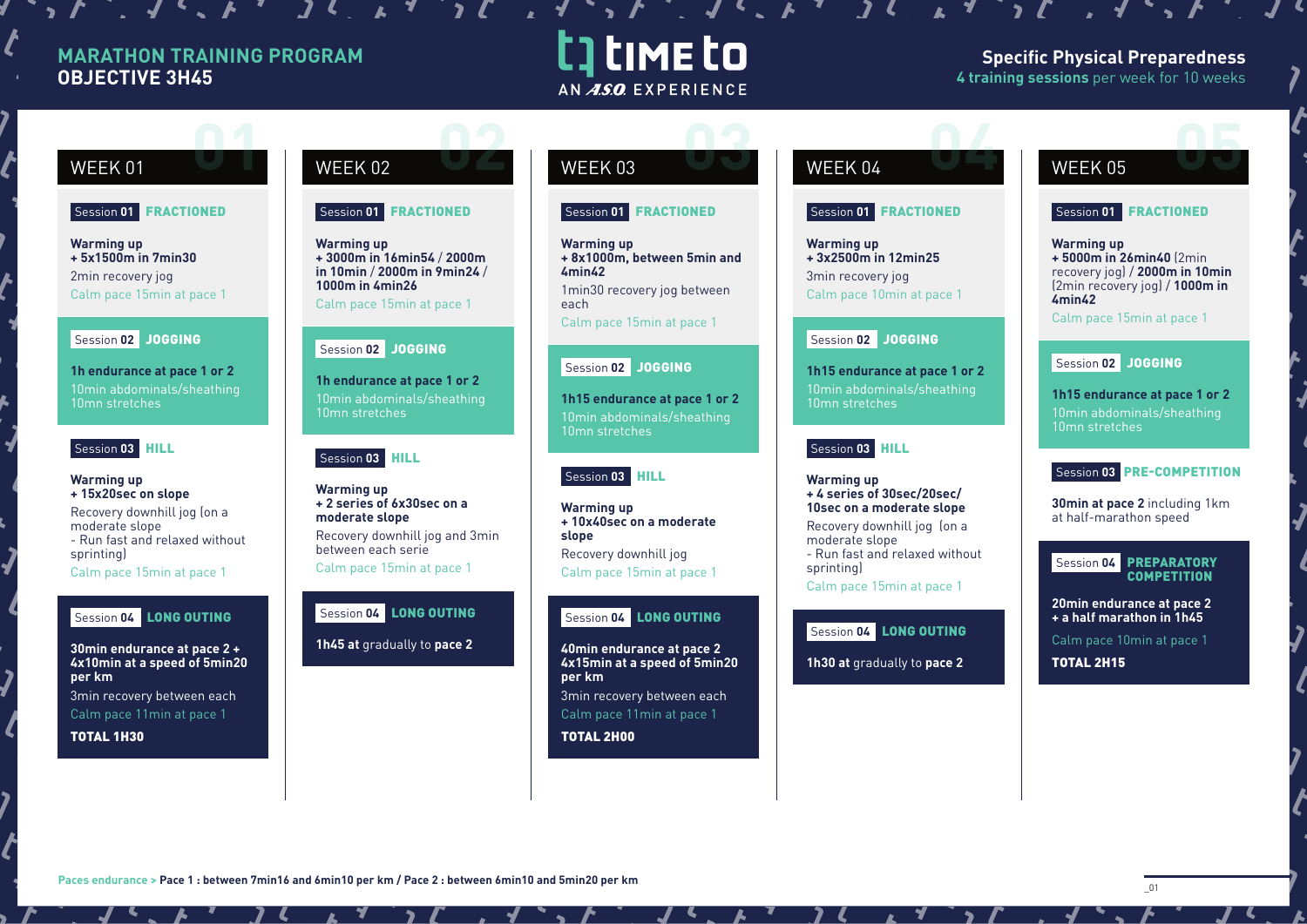# MARATHON TRAINING PROGRAM
## OBJECTIVE 3H45

**TIME TO** — AN A.S.O. EXPERIENCE

**Specific Physical Preparedness**
**4 training sessions** per week for 10 weeks

---

## WEEK 01

**Session 01 FRACTIONED**

**Warming up**
**+ 5x1500m in 7min30**
2min recovery jog
Calm pace 15min at pace 1

**Session 02 JOGGING**

**1h endurance at pace 1 or 2**
10min abdominals/sheathing
10mn stretches

**Session 03 HILL**

**Warming up**
**+ 15x20sec on slope**
Recovery downhill jog (on a moderate slope
- Run fast and relaxed without sprinting)
Calm pace 15min at pace 1

**Session 04 LONG OUTING**

**30min endurance at pace 2 + 4x10min at a speed of 5min20 per km**
3min recovery between each
Calm pace 11min at pace 1

**TOTAL 1H30**

---

## WEEK 02

**Session 01 FRACTIONED**

**Warming up**
**+ 3000m in 16min54 / 2000m in 10min / 2000m in 9min24 / 1000m in 4min26**
Calm pace 15min at pace 1

**Session 02 JOGGING**

**1h endurance at pace 1 or 2**
10min abdominals/sheathing
10mn stretches

**Session 03 HILL**

**Warming up**
**+ 2 series of 6x30sec on a moderate slope**
Recovery downhill jog and 3min between each serie
Calm pace 15min at pace 1

**Session 04 LONG OUTING**

**1h45 at** gradually to **pace 2**

---

## WEEK 03

**Session 01 FRACTIONED**

**Warming up**
**+ 8x1000m, between 5min and 4min42**
1min30 recovery jog between each
Calm pace 15min at pace 1

**Session 02 JOGGING**

**1h15 endurance at pace 1 or 2**
10min abdominals/sheathing
10mn stretches

**Session 03 HILL**

**Warming up**
**+ 10x40sec on a moderate slope**
Recovery downhill jog
Calm pace 15min at pace 1

**Session 04 LONG OUTING**

**40min endurance at pace 2 4x15min at a speed of 5min20 per km**
3min recovery between each
Calm pace 11min at pace 1

**TOTAL 2H00**

---

## WEEK 04

**Session 01 FRACTIONED**

**Warming up**
**+ 3x2500m in 12min25**
3min recovery jog
Calm pace 10min at pace 1

**Session 02 JOGGING**

**1h15 endurance at pace 1 or 2**
10min abdominals/sheathing
10mn stretches

**Session 03 HILL**

**Warming up**
**+ 4 series of 30sec/20sec/10sec on a moderate slope**
Recovery downhill jog (on a moderate slope
- Run fast and relaxed without sprinting)
Calm pace 15min at pace 1

**Session 04 LONG OUTING**

**1h30 at** gradually to **pace 2**

---

## WEEK 05

**Session 01 FRACTIONED**

**Warming up**
**+ 5000m in 26min40** (2min recovery jog) / **2000m in 10min** (2min recovery jog) / **1000m in 4min42**
Calm pace 15min at pace 1

**Session 02 JOGGING**

**1h15 endurance at pace 1 or 2**
10min abdominals/sheathing
10mn stretches

**Session 03 PRE-COMPETITION**

**30min at pace 2** including 1km at half-marathon speed

**Session 04 PREPARATORY COMPETITION**

**20min endurance at pace 2 + a half marathon in 1h45**
Calm pace 10min at pace 1

**TOTAL 2H15**

---

Paces endurance > **Pace 1 : between 7min16 and 6min10 per km / Pace 2 : between 6min10 and 5min20 per km**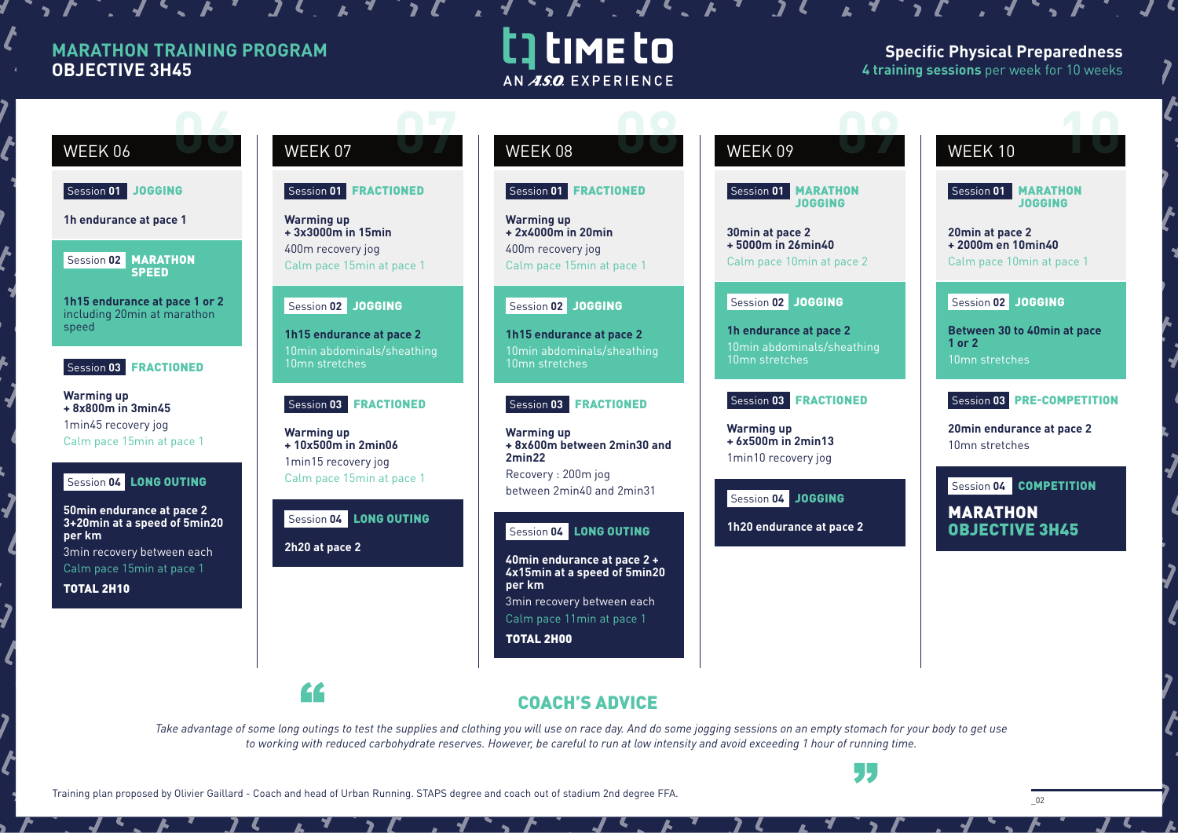# MARATHON TRAINING PROGRAM
## OBJECTIVE 3H45

TIME to — AN A.S.O. EXPERIENCE

**Specific Physical Preparedness**
**4 training sessions** per week for 10 weeks

## WEEK 06

**Session 01** JOGGING

**1h endurance at pace 1**

**Session 02** MARATHON SPEED

**1h15 endurance at pace 1 or 2** including 20min at marathon speed

**Session 03** FRACTIONED

**Warming up**
**+ 8x800m in 3min45**
1min45 recovery jog
Calm pace 15min at pace 1

**Session 04** LONG OUTING

**50min endurance at pace 2**
**3+20min at a speed of 5min20 per km**
3min recovery between each
Calm pace 15min at pace 1

**TOTAL 2H10**

## WEEK 07

**Session 01** FRACTIONED

**Warming up**
**+ 3x3000m in 15min**
400m recovery jog
Calm pace 15min at pace 1

**Session 02** JOGGING

**1h15 endurance at pace 2**
10min abdominals/sheathing
10mn stretches

**Session 03** FRACTIONED

**Warming up**
**+ 10x500m in 2min06**
1min15 recovery jog
Calm pace 15min at pace 1

**Session 04** LONG OUTING

**2h20 at pace 2**

## WEEK 08

**Session 01** FRACTIONED

**Warming up**
**+ 2x4000m in 20min**
400m recovery jog
Calm pace 15min at pace 1

**Session 02** JOGGING

**1h15 endurance at pace 2**
10min abdominals/sheathing
10mn stretches

**Session 03** FRACTIONED

**Warming up**
**+ 8x600m between 2min30 and 2min22**
Recovery : 200m jog
between 2min40 and 2min31

**Session 04** LONG OUTING

**40min endurance at pace 2 +**
**4x15min at a speed of 5min20 per km**
3min recovery between each
Calm pace 11min at pace 1

**TOTAL 2H00**

## WEEK 09

**Session 01** MARATHON JOGGING

**30min at pace 2**
**+ 5000m in 26min40**
Calm pace 10min at pace 2

**Session 02** JOGGING

**1h endurance at pace 2**
10min abdominals/sheathing
10mn stretches

**Session 03** FRACTIONED

**Warming up**
**+ 6x500m in 2min13**
1min10 recovery jog

**Session 04** JOGGING

**1h20 endurance at pace 2**

## WEEK 10

**Session 01** MARATHON JOGGING

**20min at pace 2**
**+ 2000m en 10min40**
Calm pace 10min at pace 1

**Session 02** JOGGING

**Between 30 to 40min at pace 1 or 2**
10mn stretches

**Session 03** PRE-COMPETITION

**20min endurance at pace 2**
10mn stretches

**Session 04** COMPETITION

**MARATHON**
**OBJECTIVE 3H45**

## COACH'S ADVICE

*Take advantage of some long outings to test the supplies and clothing you will use on race day. And do some jogging sessions on an empty stomach for your body to get use to working with reduced carbohydrate reserves. However, be careful to run at low intensity and avoid exceeding 1 hour of running time.*

Training plan proposed by Olivier Gaillard - Coach and head of Urban Running. STAPS degree and coach out of stadium 2nd degree FFA.